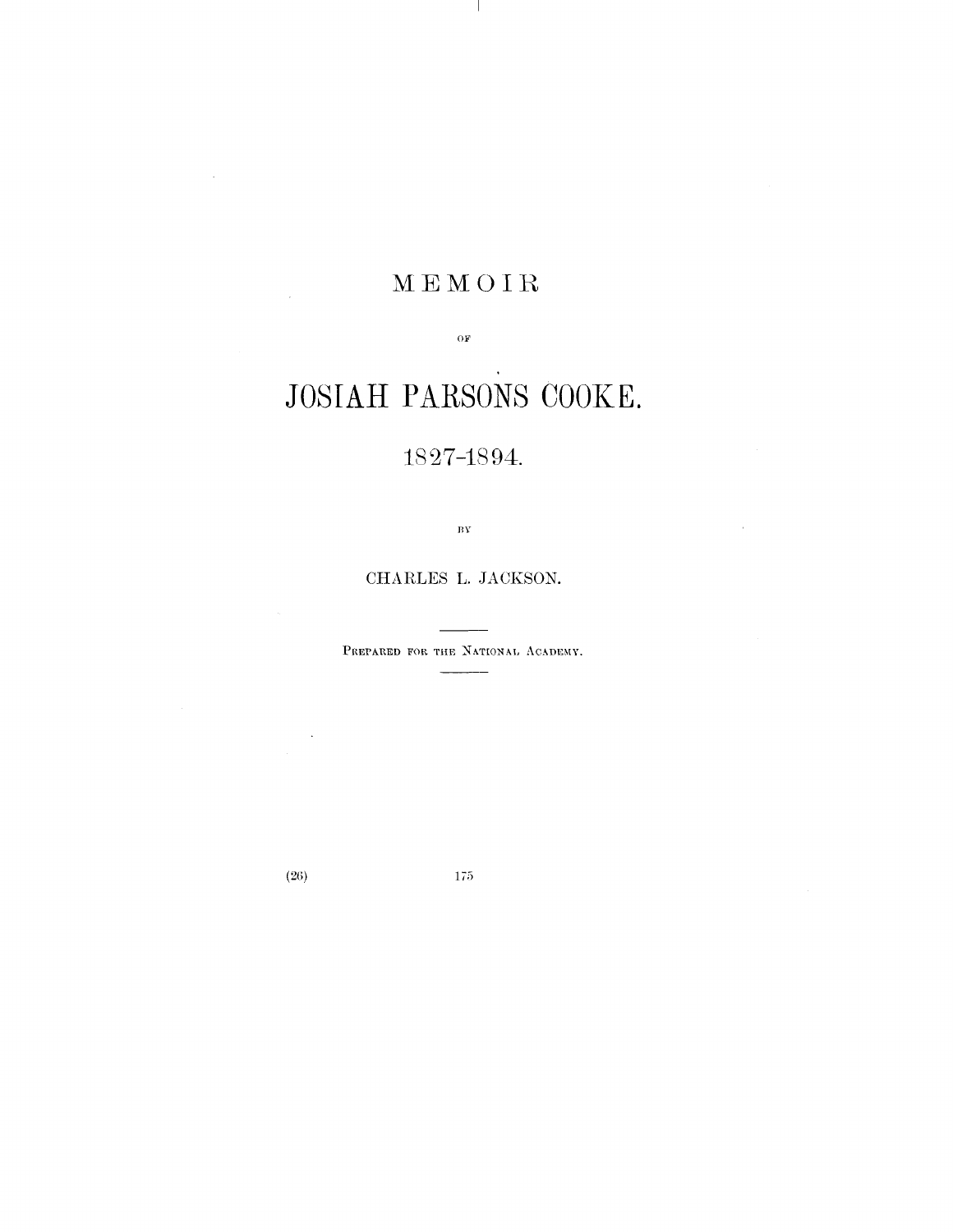# MEMOIR

OF

# JOSIAH PARSONS COOKE.

## 1827-1894.

BY

CHARLES L. JACKSON.

PREPARED FOR THE NATIONAL ACADEMY.

(26)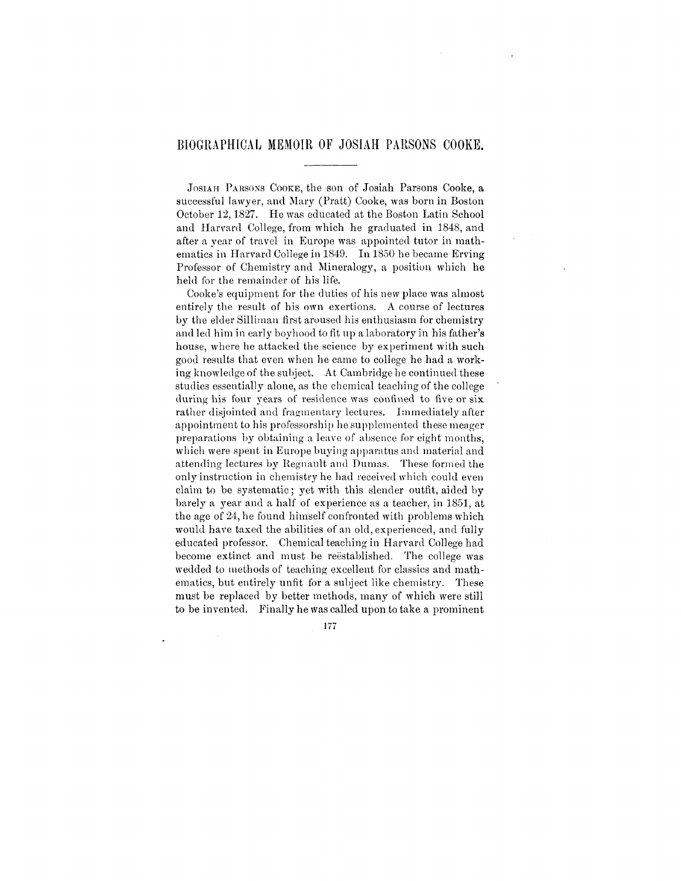# BIOGRAPHICAL MEMOIR OF JOSIAH PARSONS COOKE.

Josiah Parsons Cooke, the son of Josiah Parsons Cooke, a successful lawyer, and Mary (Pratt) Cooke, was born in Boston October 12, 1827. He was educated at the Boston Latin School and Harvard College, from which he graduated in 1848, and after a year of travel in Europe was appointed tutor in mathematics in Harvard College in 1849. In 1850 he became Erving Professor of Chemistry and Mineralogy, a position which he held for the remainder of his life.

Cooke's equipment for the duties of his new place was almost entirely the result of his own exertions. A course of lectures by the elder Silliman first aroused his enthusiasm for chemistry and led him in early boyhood to fit up a laboratory in his father's house, where he attacked the science by experiment with such good results that even when he came to college he had a working knowledge of the subject. At Cambridge he continued these studies essentially alone, as the chemical teaching of the college during his four years of residence was confined to five or six rather disjointed and fragmentary lectures. Immediately after appointment to his professorship he supplemented these meager preparations by obtaining a leave of absence for eight months, which were spent in Europe buying apparatus and material and attending lectures by Regnault and Dumas. These formed the only instruction in chemistry he had received which could even claim to be systematic; yet with this slender outfit, aided by barely a year and a half of experience as a teacher, in 1851, at the age of 24, he found himself confronted with problems which would have taxed the abilities of an old, experienced, and fully educated professor. Chemical teaching in Harvard College had become extinct and must be reëstablished. The college was wedded to methods of teaching excellent for classics and mathematics, but entirely unfit for a subject like chemistry. These must be replaced by better methods, many of which were still to be invented. Finally he was called upon to take a prominent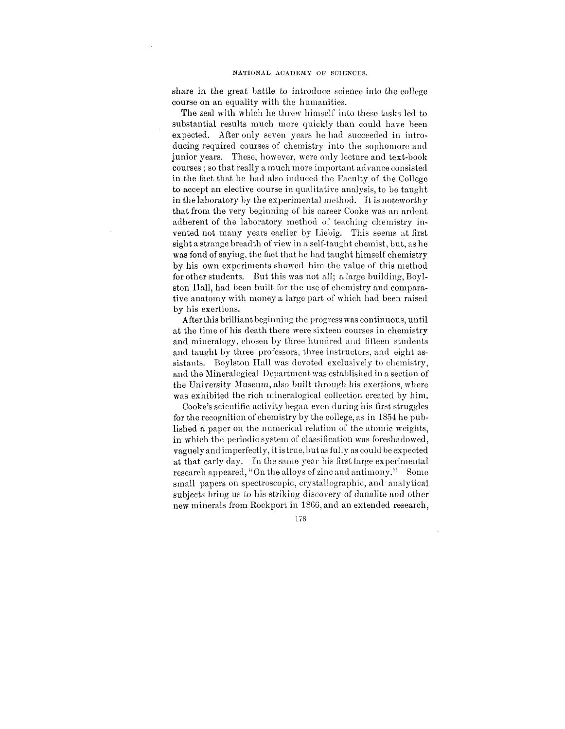share in the great battle to introduce science into the college course on an equality with the humanities.

The zeal with which he threw himself into these tasks led to substantial results much more quickly than could have been expected. After only seven years he had succeeded in introducing required courses of chemistry into the sophomore and junior years. These, however, were only lecture and text-book courses; so that really a much more important advance consisted in the fact that he had also induced the Faculty of the College to accept an elective course in qualitative analysis, to be taught in the laboratory by the experimental method. It is noteworthy that from the very beginning of his career Cooke was an ardent adherent of the laboratory method of teaching chemistry invented not many years earlier by Liebig. This seems at first sight a strange breadth of view in a self-taught chemist, but, as he was fond of saying, the fact that he had taught himself chemistry by his own experiments showed him the value of this method for other students. But this was not all; a large building, Boylston Hall, had been built for the use of chemistry and comparative anatomy with money a large part of which had been raised by his exertions.

After this brilliant beginning the progress was continuous, until at the time of his death there were sixteen courses in chemistry and mineralogy, chosen by three hundred and fifteen students and taught by three professors, three instructors, and eight assistants. Boylston Hall was devoted exclusively to chemistry, and the Mineralogical Department was established in a section of the University Museum, also built through his exertions, where was exhibited the rich mineralogical collection created by him.

Cooke's scientific activity began even during his first struggles for the recognition of chemistry by the college, as in 1854 he published a paper on the numerical relation of the atomic weights, in which the periodic system of classification was foreshadowed, vaguely and imperfectly, it is true, but as fully as could be expected at that early day. In the same year his first large experimental research appeared, "On the alloys of zinc and antimony." Some small papers on spectroscopic, crystallographic, and analytical subjects bring us to his striking discovery of danalite and other new minerals from Rockport in 1866, and an extended research,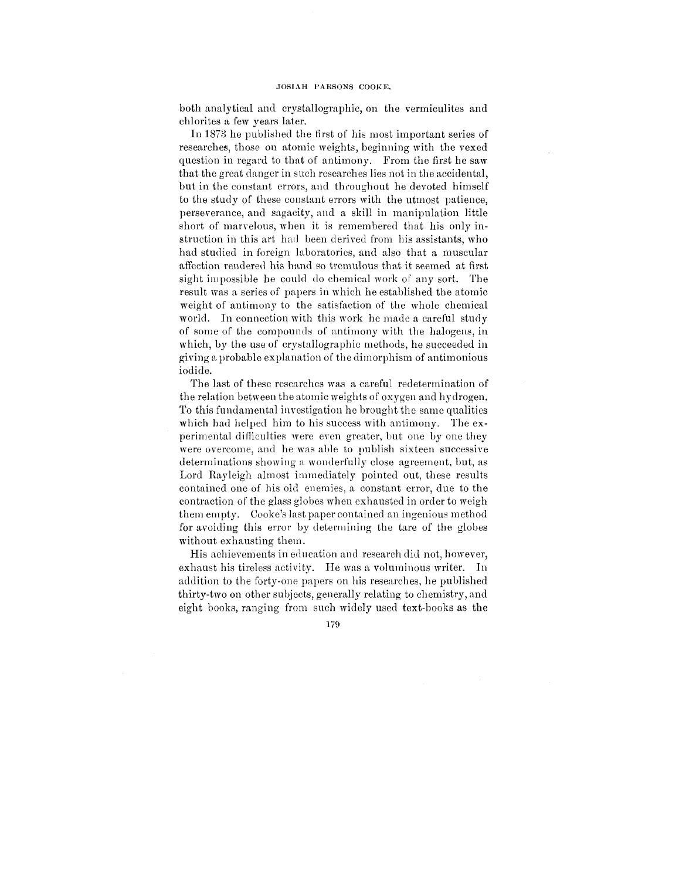both analytical and crystallographic, on the vermiculites and chlorites a few years later.

In 1873 he published the first of his most important series of researches, those on atomic weights, beginning with the vexed question in regard to that of antimony. From the first he saw that the great danger in such researches lies not in the accidental, but in the constant errors, and throughout he devoted himself to the study of these constant errors with the utmost patience, perseverance, and sagacity, and a skill in manipulation little short of marvelous, when it is remembered that his only instruction in this art had been derived from his assistants, who had studied in foreign laboratories, and also that a muscular affection rendered his hand so tremulous that it seemed at first sight impossible he could do chemical work of any sort. The result was a series of papers in which he established the atomic weight of antimony to the satisfaction of the whole chemical world. In connection with this work he made a careful study of some of the compounds of antimony with the halogens, in which, by the use of crystallographic methods, he succeeded in giving a probable explanation of the dimorphism of antimonious iodide.

The last of these researches was a careful redetermination of the relation between the atomic weights of oxygen and hydrogen. To this fundamental investigation he brought the same qualities which had helped him to his success with antimony. The experimental difficulties were even greater, but one by one they were overcome, and he was able to publish sixteen successive determinations showing a wonderfully close agreement, but, as Lord Rayleigh almost immediately pointed out, these results contained one of his old enemies, a constant error, due to the contraction of the glass globes when exhausted in order to weigh them empty. Cooke's last paper contained an ingenious method for avoiding this error by determining the tare of the globes without exhausting them.

His achievements in education and research did not, however, exhaust his tireless activity. He was a voluminous writer. In addition to the forty-one papers on his researches, he published thirty-two on other subjects, generally relating to chemistry, and eight books, ranging from such widely used text-books as the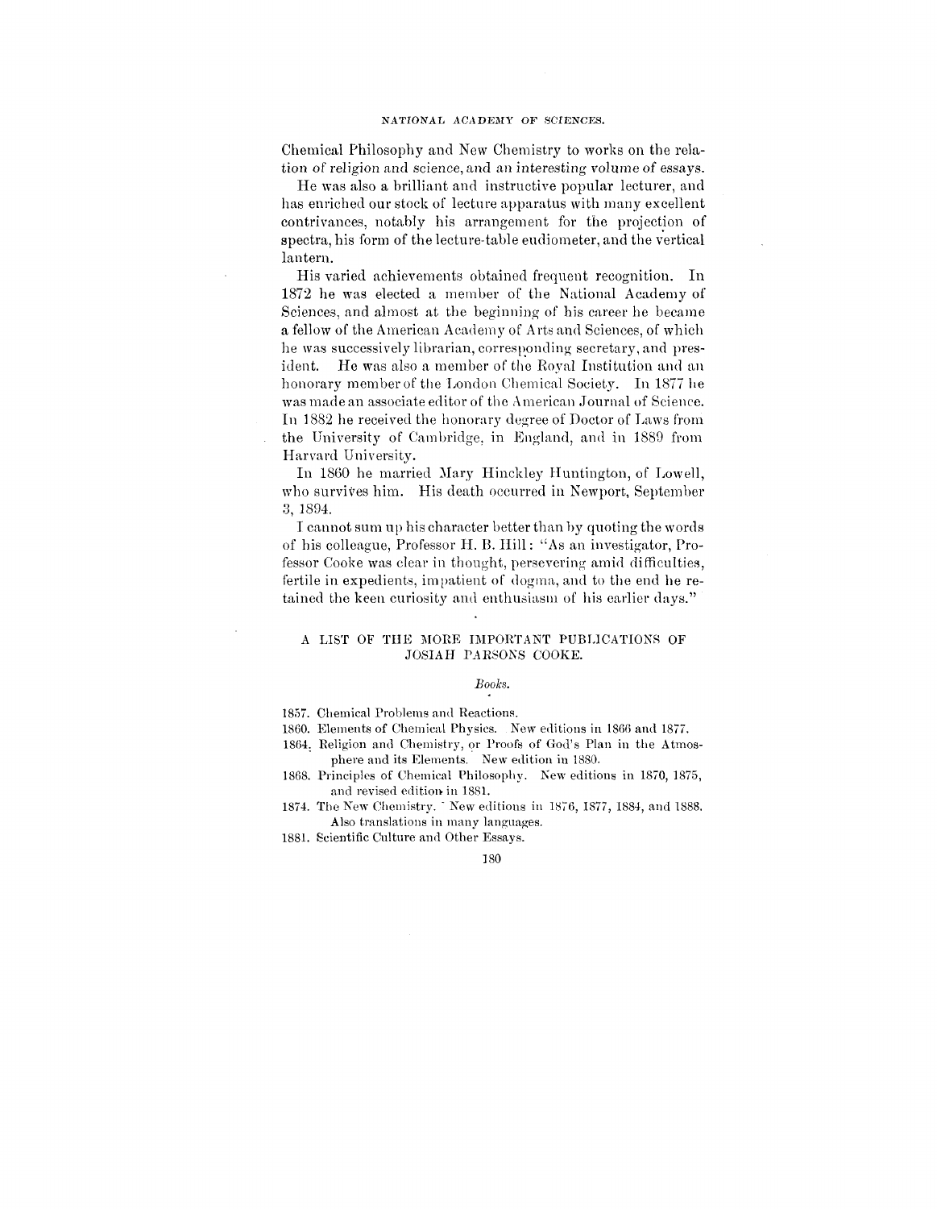Chemical Philosophy and New Chemistry to works on the relation of religion and science, and an interesting volume of essays.

He was also a brilliant and instructive popular lecturer, and has enriched our stock of lecture apparatus with many excellent contrivances, notably his arrangement for the projection of spectra, his form of the lecture-table eudiometer, and the vertical lantern.

His varied achievements obtained frequent recognition. In 1872 he was elected a member of the National Academy of Sciences, and almost at the beginning of his career he became a fellow of the American Academy of Arts and Sciences, of which he was successively librarian, corresponding secretary, and president. He was also a member of the Royal Institution and an honorary member of the London Chemical Society. In 1877 he was made an associate editor of the American Journal of Science. In 1882 he received the honorary degree of Doctor of Laws from the University of Cambridge, in England, and in 1889 from Harvard University.

In 1860 he married Mary Hinckley Huntington, of Lowell, who survives him. His death occurred in Newport, September 3, 1894.

I cannot sum up his character better than by quoting the words of his colleague, Professor H. B. Hill: "As an investigator, Professor Cooke was clear in thought, persevering amid difficulties, fertile in expedients, impatient of dogma, and to the end he retained the keen curiosity and enthusiasm of his earlier days."

## A LIST OF THE MORE IMPORTANT PUBLICATIONS OF JOSIAH PARSONS COOKE.

### *Books.*

1857. Chemical Problems and Reactions.

1860. Elements of Chemical Physics. New editions in 1866 and 1877.

1864. Religion and Chemistry, or Proofs of God's Plan in the Atmosphere and its Elements. New edition in 1880.

1868. Principles of Chemical Philosophy. New editions in 1870, 1875, and revised edition in 1881.

1874. The New Chemistry. New editions in 1876, 1877, 1884, and 1888. Also translations in many languages.

1881. Scientific Culture and Other Essays.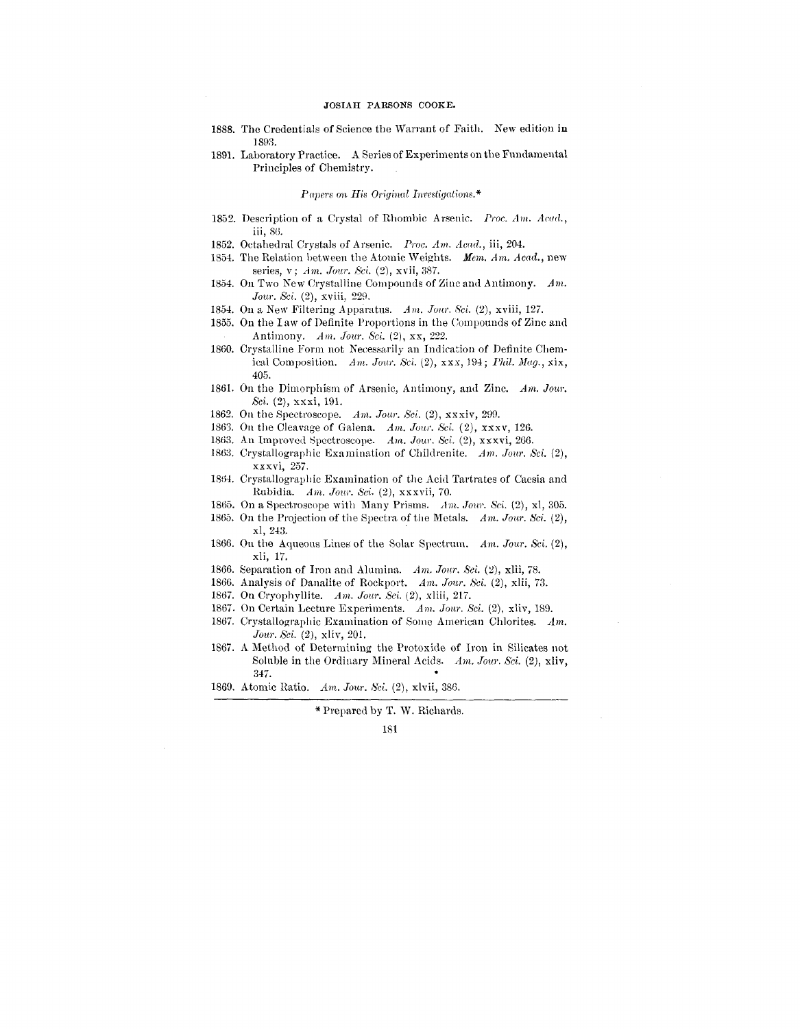1888. The Credentials of Science the Warrant of Faith. New edition in 1893.

1891. Laboratory Practice. A Series of Experiments on the Fundamental Principles of Chemistry.

*Papers on His Original Investigations.**

1852. Description of a Crystal of Rhombic Arsenic. *Proc. Am. Acad.*, iii, 86.

1852. Octahedral Crystals of Arsenic. *Proc. Am. Acad.*, iii, 204.

1854. The Relation between the Atomic Weights. *Mem. Am. Acad.*, new series, v; *Am. Jour. Sci.* (2), xvii, 387.

1854. On Two New Crystalline Compounds of Zinc and Antimony. *Am. Jour. Sci.* (2), xviii, 229.

1854. On a New Filtering Apparatus. *Am. Jour. Sci.* (2), xviii, 127.

1855. On the Law of Definite Proportions in the Compounds of Zinc and Antimony. *Am. Jour. Sci.* (2), xx, 222.

1860. Crystalline Form not Necessarily an Indication of Definite Chemical Composition. *Am. Jour. Sci.* (2), xxx, 194; *Phil. Mag.*, xix, 405.

1861. On the Dimorphism of Arsenic, Antimony, and Zinc. *Am. Jour. Sci.* (2), xxxi, 191.

1862. On the Spectroscope. *Am. Jour. Sci.* (2), xxxiv, 299.

1863. On the Cleavage of Galena. *Am. Jour. Sci.* (2), xxxv, 126.

1863. An Improved Spectroscope. *Am. Jour. Sci.* (2), xxxvi, 266.

1863. Crystallographic Examination of Childrenite. *Am. Jour. Sci.* (2), xxxvi, 257.

1864. Crystallographic Examination of the Acid Tartrates of Caesia and Rubidia. *Am. Jour. Sci.* (2), xxxvii, 70.

1865. On a Spectroscope with Many Prisms. *Am. Jour. Sci.* (2), xl, 305.

1865. On the Projection of the Spectra of the Metals. *Am. Jour. Sci.* (2), xl, 243.

1866. On the Aqueous Lines of the Solar Spectrum. *Am. Jour. Sci.* (2), xli, 17.

1866. Separation of Iron and Alumina. *Am. Jour. Sci.* (2), xlii, 78.

1866. Analysis of Danalite of Rockport. *Am. Jour. Sci.* (2), xlii, 73.

1867. On Cryophyllite. *Am. Jour. Sci.* (2), xliii, 217.

1867. On Certain Lecture Experiments. *Am. Jour. Sci.* (2), xliv, 189.

1867. Crystallographic Examination of Some American Chlorites. *Am. Jour. Sci.* (2), xliv, 201.

1867. A Method of Determining the Protoxide of Iron in Silicates not Soluble in the Ordinary Mineral Acids. *Am. Jour. Sci.* (2), xliv, 347.

1869. Atomic Ratio. *Am. Jour. Sci.* (2), xlvii, 386.

---

\* Prepared by T. W. Richards.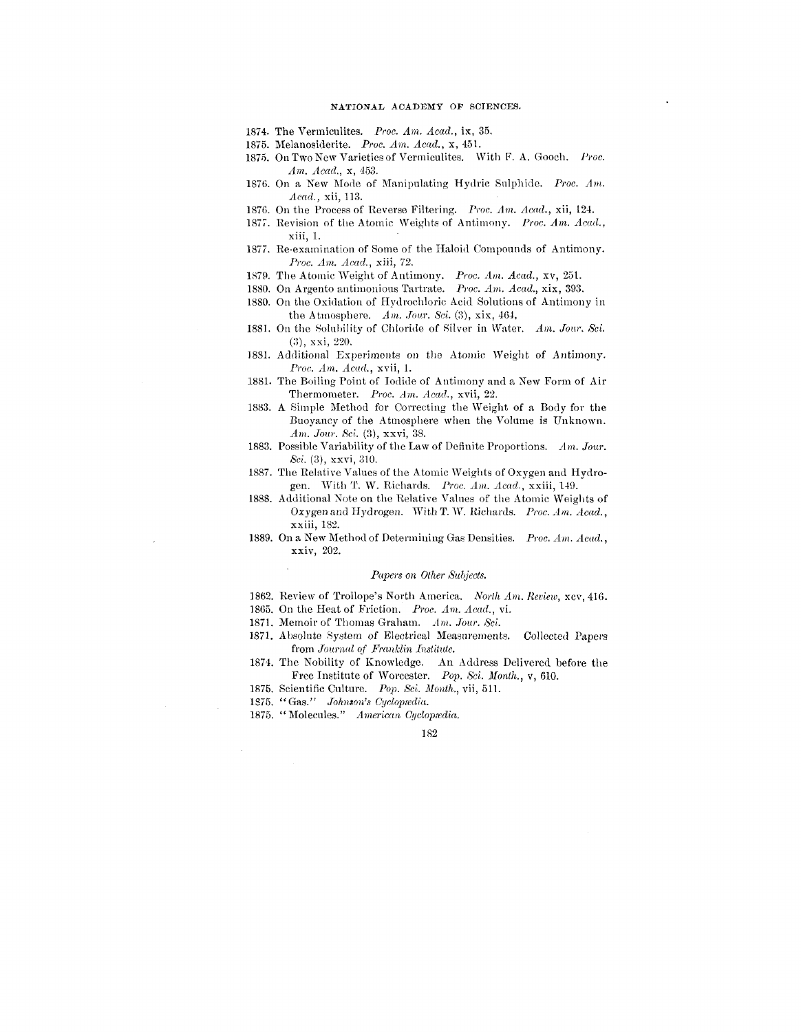1874. The Vermiculites. *Proc. Am. Acad.*, ix, 35.

1875. Melanosiderite. *Proc. Am. Acad.*, x, 451.

1875. On Two New Varieties of Vermiculites. With F. A. Gooch. *Proc. Am. Acad.*, x, 453.

1876. On a New Mode of Manipulating Hydric Sulphide. *Proc. Am. Acad.*, xii, 113.

1876. On the Process of Reverse Filtering. *Proc. Am. Acad.*, xii, 124.

1877. Revision of the Atomic Weights of Antimony. *Proc. Am. Acad.*, xiii, 1.

1877. Re-examination of Some of the Haloid Compounds of Antimony. *Proc. Am. Acad.*, xiii, 72.

1879. The Atomic Weight of Antimony. *Proc. Am. Acad.*, xv, 251.

1880. On Argento antimonious Tartrate. *Proc. Am. Acad.*, xix, 393.

1880. On the Oxidation of Hydrochloric Acid Solutions of Antimony in the Atmosphere. *Am. Jour. Sci.* (3), xix, 464.

1881. On the Solubility of Chloride of Silver in Water. *Am. Jour. Sci.* (3), xxi, 220.

1881. Additional Experiments on the Atomic Weight of Antimony. *Proc. Am. Acad.*, xvii, 1.

1881. The Boiling Point of Iodide of Antimony and a New Form of Air Thermometer. *Proc. Am. Acad.*, xvii, 22.

1883. A Simple Method for Correcting the Weight of a Body for the Buoyancy of the Atmosphere when the Volume is Unknown. *Am. Jour. Sci.* (3), xxvi, 38.

1883. Possible Variability of the Law of Definite Proportions. *Am. Jour. Sci.* (3), xxvi, 310.

1887. The Relative Values of the Atomic Weights of Oxygen and Hydrogen. With T. W. Richards. *Proc. Am. Acad.*, xxiii, 149.

1888. Additional Note on the Relative Values of the Atomic Weights of Oxygen and Hydrogen. With T. W. Richards. *Proc. Am. Acad.*, xxiii, 182.

1889. On a New Method of Determining Gas Densities. *Proc. Am. Acad.*, xxiv, 202.

*Papers on Other Subjects.*

1862. Review of Trollope's North America. *North Am. Review*, xcv, 416.

1865. On the Heat of Friction. *Proc. Am. Acad.*, vi.

1871. Memoir of Thomas Graham. *Am. Jour. Sci.*

1871. Absolute System of Electrical Measurements. Collected Papers from *Journal of Franklin Institute.*

1874. The Nobility of Knowledge. An Address Delivered before the Free Institute of Worcester. *Pop. Sci. Month.*, v, 610.

1875. Scientific Culture. *Pop. Sci. Month.*, vii, 511.

1875. "Gas." *Johnson's Cyclopædia.*

1875. "Molecules." *American Cyclopædia.*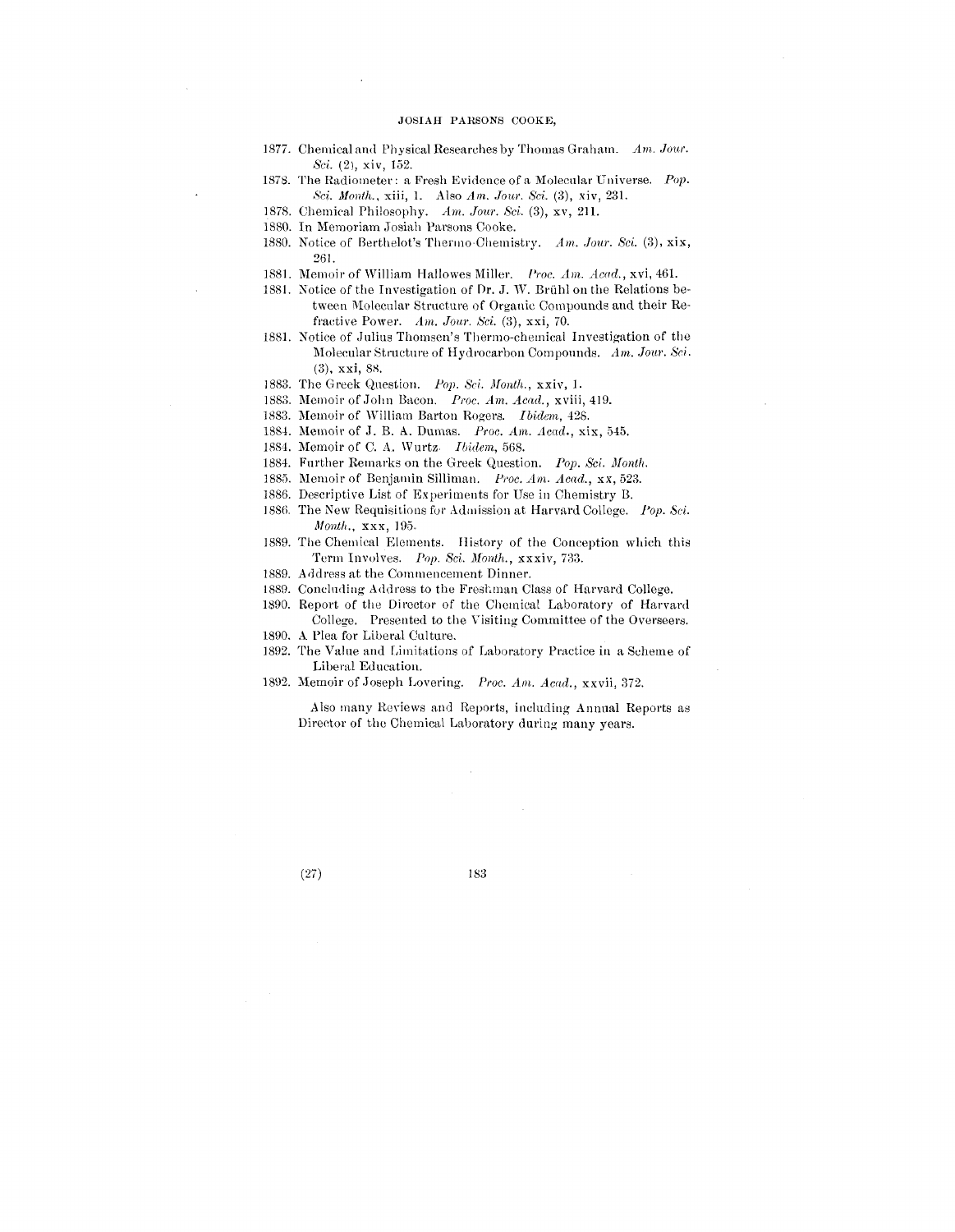1877. Chemical and Physical Researches by Thomas Graham. *Am. Jour. Sci.* (2), xiv, 152.

1878. The Radiometer: a Fresh Evidence of a Molecular Universe. *Pop. Sci. Month.*, xiii, 1. Also *Am. Jour. Sci.* (3), xiv, 231.

1878. Chemical Philosophy. *Am. Jour. Sci.* (3), xv, 211.

1880. In Memoriam Josiah Parsons Cooke.

1880. Notice of Berthelot's Thermo-Chemistry. *Am. Jour. Sci.* (3), xix, 261.

1881. Memoir of William Hallowes Miller. *Proc. Am. Acad.*, xvi, 461.

1881. Notice of the Investigation of Dr. J. W. Brühl on the Relations between Molecular Structure of Organic Compounds and their Refractive Power. *Am. Jour. Sci.* (3), xxi, 70.

1881. Notice of Julius Thomsen's Thermo-chemical Investigation of the Molecular Structure of Hydrocarbon Compounds. *Am. Jour. Sci.* (3), xxi, 88.

1883. The Greek Question. *Pop. Sci. Month.*, xxiv, 1.

1883. Memoir of John Bacon. *Proc. Am. Acad.*, xviii, 419.

1883. Memoir of William Barton Rogers. *Ibidem*, 428.

1884. Memoir of J. B. A. Dumas. *Proc. Am. Acad.*, xix, 545.

1884. Memoir of C. A. Wurtz. *Ibidem*, 568.

1884. Further Remarks on the Greek Question. *Pop. Sci. Month.*

1885. Memoir of Benjamin Silliman. *Proc. Am. Acad.*, xx, 523.

1886. Descriptive List of Experiments for Use in Chemistry B.

1886. The New Requisitions for Admission at Harvard College. *Pop. Sci. Month.*, xxx, 195.

1889. The Chemical Elements. History of the Conception which this Term Involves. *Pop. Sci. Month.*, xxxiv, 733.

1889. Address at the Commencement Dinner.

1889. Concluding Address to the Freshman Class of Harvard College.

1890. Report of the Director of the Chemical Laboratory of Harvard College. Presented to the Visiting Committee of the Overseers.

1890. A Plea for Liberal Culture.

1892. The Value and Limitations of Laboratory Practice in a Scheme of Liberal Education.

1892. Memoir of Joseph Lovering. *Proc. Am. Acad.*, xxvii, 372.

Also many Reviews and Reports, including Annual Reports as Director of the Chemical Laboratory during many years.